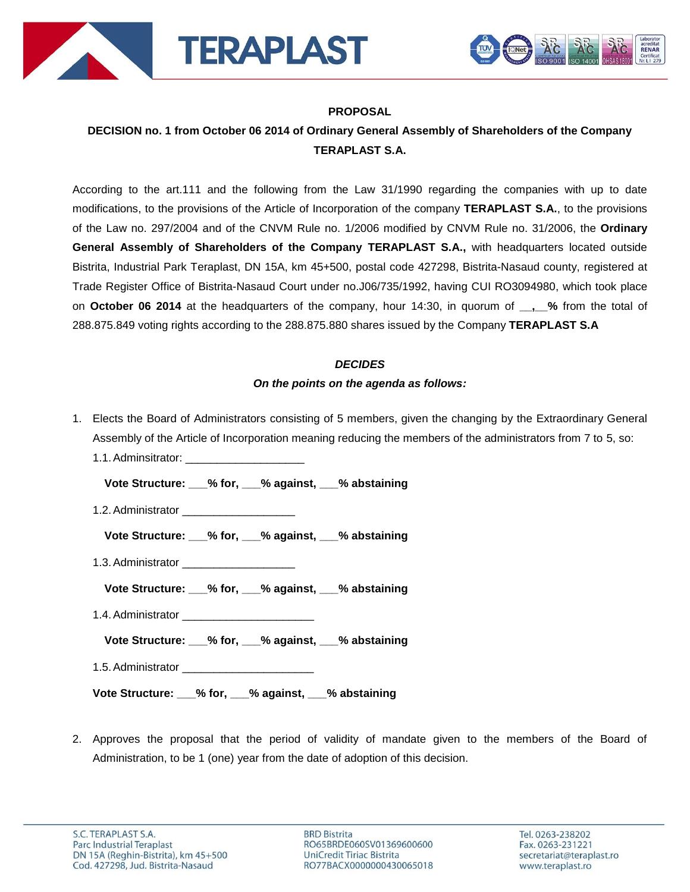**PROPOSAL**

**DECISION no. 1 from October 06 2014 of Ordinary General Assembly of Shareholders of the Company TERAPLAST S.A.**

According to the art.111 and the following from the Law 31/1990 regarding the companies with up to date modifications, to the provisions of the Article of Incorporation of the company **TERAPLAST S.A.**, to the provisions of the Law no. 297/2004 and of the CNVM Rule no. 1/2006 modified by CNVM Rule no. 31/2006, the **Ordinary General Assembly of Shareholders of the Company TERAPLAST S.A.,** with headquarters located outside Bistrita, Industrial Park Teraplast, DN 15A, km 45+500, postal code 427298, Bistrita-Nasaud county, registered at Trade Register Office of Bistrita-Nasaud Court under no.J06/735/1992, having CUI RO3094980, which took place on **October 06 2014** at the headquarters of the company, hour 14:30, in quorum of **__,__%** from the total of 288.875.849 voting rights according to the 288.875.880 shares issued by the Company **TERAPLAST S.A**

***DECIDES***

***On the points on the agenda as follows:***

1. Elects the Board of Administrators consisting of 5 members, given the changing by the Extraordinary General Assembly of the Article of Incorporation meaning reducing the members of the administrators from 7 to 5, so:

   1.1. Adminsitrator: ___________________

   **Vote Structure: ___% for, ___% against, ___% abstaining**

   1.2. Administrator ___________________

   **Vote Structure: ___% for, ___% against, ___% abstaining**

   1.3. Administrator ___________________

   **Vote Structure: ___% for, ___% against, ___% abstaining**

   1.4. Administrator _____________________

   **Vote Structure: ___% for, ___% against, ___% abstaining**

   1.5. Administrator _____________________

   **Vote Structure: ___% for, ___% against, ___% abstaining**

2. Approves the proposal that the period of validity of mandate given to the members of the Board of Administration, to be 1 (one) year from the date of adoption of this decision.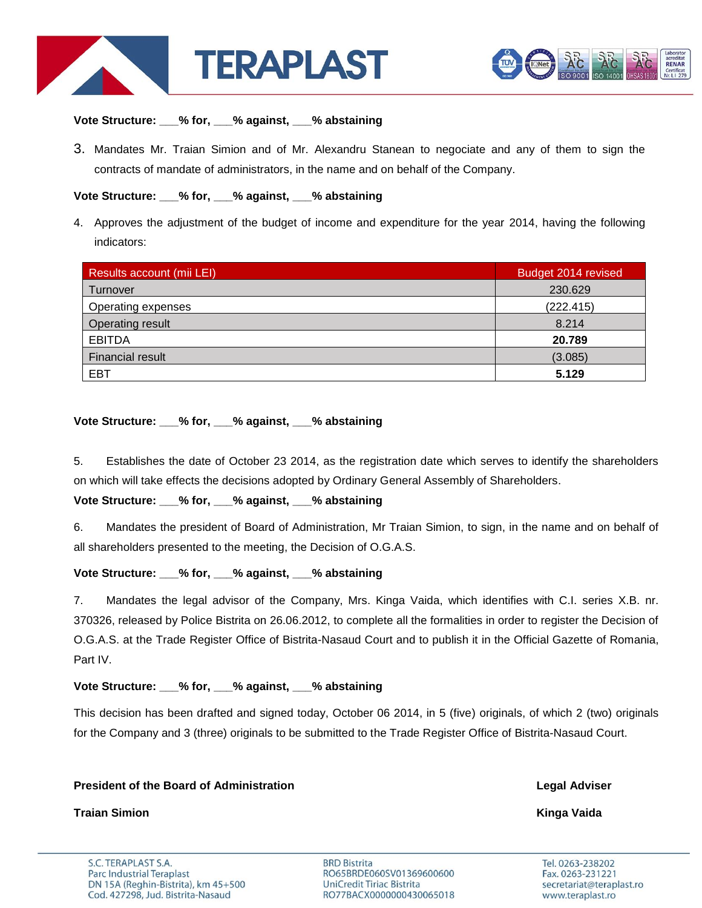**Vote Structure: ___% for, ___% against, ___% abstaining**

3. Mandates Mr. Traian Simion and of Mr. Alexandru Stanean to negociate and any of them to sign the contracts of mandate of administrators, in the name and on behalf of the Company.

**Vote Structure: ___% for, ___% against, ___% abstaining**

4. Approves the adjustment of the budget of income and expenditure for the year 2014, having the following indicators:

| Results account (mii LEI) | Budget 2014 revised |
|---|---|
| Turnover | 230.629 |
| Operating expenses | (222.415) |
| Operating result | 8.214 |
| EBITDA | **20.789** |
| Financial result | (3.085) |
| EBT | **5.129** |

**Vote Structure: ___% for, ___% against, ___% abstaining**

5. Establishes the date of October 23 2014, as the registration date which serves to identify the shareholders on which will take effects the decisions adopted by Ordinary General Assembly of Shareholders.

**Vote Structure: ___% for, ___% against, ___% abstaining**

6. Mandates the president of Board of Administration, Mr Traian Simion, to sign, in the name and on behalf of all shareholders presented to the meeting, the Decision of O.G.A.S.

**Vote Structure: ___% for, ___% against, ___% abstaining**

7. Mandates the legal advisor of the Company, Mrs. Kinga Vaida, which identifies with C.I. series X.B. nr. 370326, released by Police Bistrita on 26.06.2012, to complete all the formalities in order to register the Decision of O.G.A.S. at the Trade Register Office of Bistrita-Nasaud Court and to publish it in the Official Gazette of Romania, Part IV.

**Vote Structure: ___% for, ___% against, ___% abstaining**

This decision has been drafted and signed today, October 06 2014, in 5 (five) originals, of which 2 (two) originals for the Company and 3 (three) originals to be submitted to the Trade Register Office of Bistrita-Nasaud Court.

**President of the Board of Administration**

**Traian Simion**

**Legal Adviser**

**Kinga Vaida**